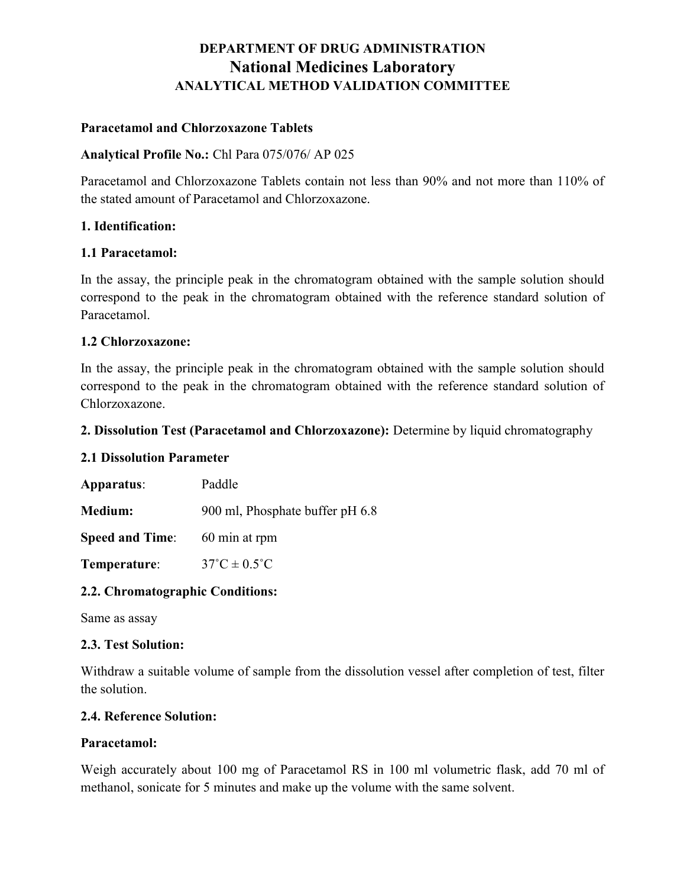# DEPARTMENT OF DRUG ADMINISTRATION
# National Medicines Laboratory
## ANALYTICAL METHOD VALIDATION COMMITTEE

**Paracetamol and Chlorzoxazone Tablets**

**Analytical Profile No.:** Chl Para 075/076/ AP 025

Paracetamol and Chlorzoxazone Tablets contain not less than 90% and not more than 110% of the stated amount of Paracetamol and Chlorzoxazone.

**1. Identification:**

**1.1 Paracetamol:**

In the assay, the principle peak in the chromatogram obtained with the sample solution should correspond to the peak in the chromatogram obtained with the reference standard solution of Paracetamol.

**1.2 Chlorzoxazone:**

In the assay, the principle peak in the chromatogram obtained with the sample solution should correspond to the peak in the chromatogram obtained with the reference standard solution of Chlorzoxazone.

**2. Dissolution Test (Paracetamol and Chlorzoxazone):** Determine by liquid chromatography

**2.1 Dissolution Parameter**

**Apparatus**: Paddle

**Medium:** 900 ml, Phosphate buffer pH 6.8

**Speed and Time**: 60 min at rpm

**Temperature**: 37˚C ± 0.5˚C

**2.2. Chromatographic Conditions:**

Same as assay

**2.3. Test Solution:**

Withdraw a suitable volume of sample from the dissolution vessel after completion of test, filter the solution.

**2.4. Reference Solution:**

**Paracetamol:**

Weigh accurately about 100 mg of Paracetamol RS in 100 ml volumetric flask, add 70 ml of methanol, sonicate for 5 minutes and make up the volume with the same solvent.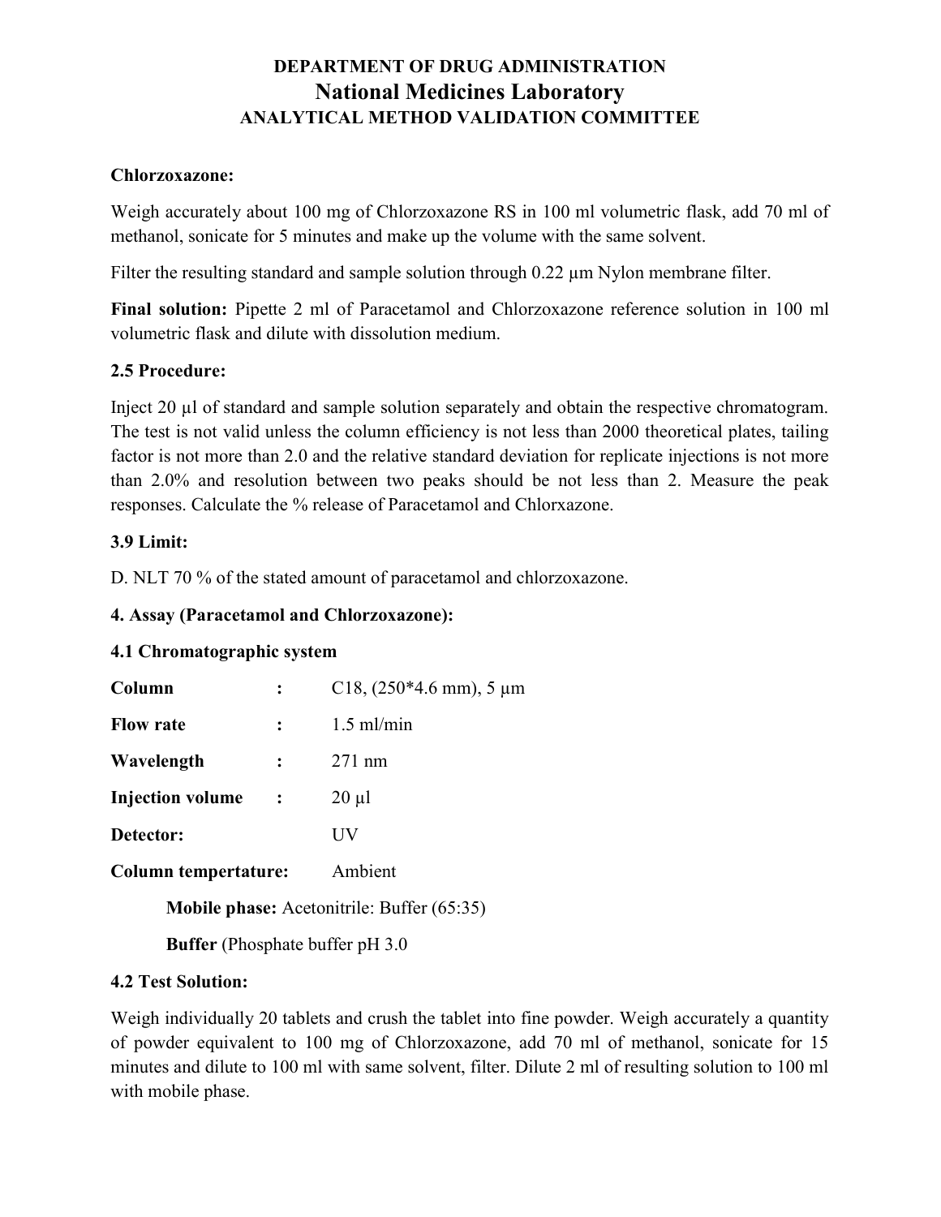# DEPARTMENT OF DRUG ADMINISTRATION
## National Medicines Laboratory
### ANALYTICAL METHOD VALIDATION COMMITTEE

**Chlorzoxazone:**

Weigh accurately about 100 mg of Chlorzoxazone RS in 100 ml volumetric flask, add 70 ml of methanol, sonicate for 5 minutes and make up the volume with the same solvent.

Filter the resulting standard and sample solution through 0.22 µm Nylon membrane filter.

**Final solution:** Pipette 2 ml of Paracetamol and Chlorzoxazone reference solution in 100 ml volumetric flask and dilute with dissolution medium.

**2.5 Procedure:**

Inject 20 µl of standard and sample solution separately and obtain the respective chromatogram. The test is not valid unless the column efficiency is not less than 2000 theoretical plates, tailing factor is not more than 2.0 and the relative standard deviation for replicate injections is not more than 2.0% and resolution between two peaks should be not less than 2. Measure the peak responses. Calculate the % release of Paracetamol and Chlorxazone.

**3.9 Limit:**

D. NLT 70 % of the stated amount of paracetamol and chlorzoxazone.

**4. Assay (Paracetamol and Chlorzoxazone):**

**4.1 Chromatographic system**

| | | |
|---|---|---|
| **Column** | **:** | C18, (250*4.6 mm), 5 µm |
| **Flow rate** | **:** | 1.5 ml/min |
| **Wavelength** | **:** | 271 nm |
| **Injection volume** | **:** | 20 µl |
| **Detector:** | | UV |
| **Column tempertature:** | | Ambient |

**Mobile phase:** Acetonitrile: Buffer (65:35)

**Buffer** (Phosphate buffer pH 3.0

**4.2 Test Solution:**

Weigh individually 20 tablets and crush the tablet into fine powder. Weigh accurately a quantity of powder equivalent to 100 mg of Chlorzoxazone, add 70 ml of methanol, sonicate for 15 minutes and dilute to 100 ml with same solvent, filter. Dilute 2 ml of resulting solution to 100 ml with mobile phase.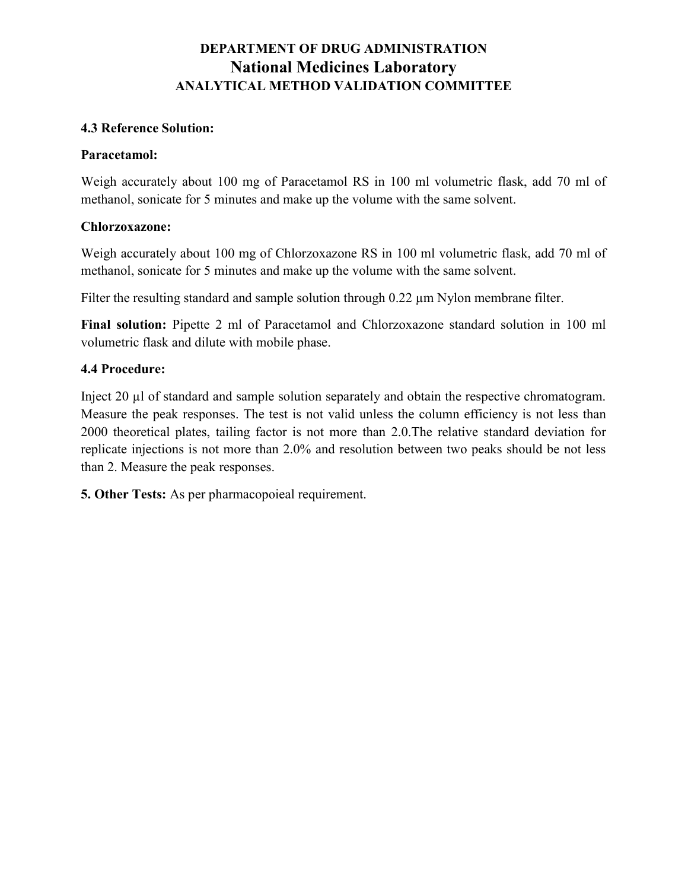### 4.3 Reference Solution:

**Paracetamol:**

Weigh accurately about 100 mg of Paracetamol RS in 100 ml volumetric flask, add 70 ml of methanol, sonicate for 5 minutes and make up the volume with the same solvent.

**Chlorzoxazone:**

Weigh accurately about 100 mg of Chlorzoxazone RS in 100 ml volumetric flask, add 70 ml of methanol, sonicate for 5 minutes and make up the volume with the same solvent.

Filter the resulting standard and sample solution through 0.22 µm Nylon membrane filter.

**Final solution:** Pipette 2 ml of Paracetamol and Chlorzoxazone standard solution in 100 ml volumetric flask and dilute with mobile phase.

### 4.4 Procedure:

Inject 20 µl of standard and sample solution separately and obtain the respective chromatogram. Measure the peak responses. The test is not valid unless the column efficiency is not less than 2000 theoretical plates, tailing factor is not more than 2.0.The relative standard deviation for replicate injections is not more than 2.0% and resolution between two peaks should be not less than 2. Measure the peak responses.

**5. Other Tests:** As per pharmacopoieal requirement.